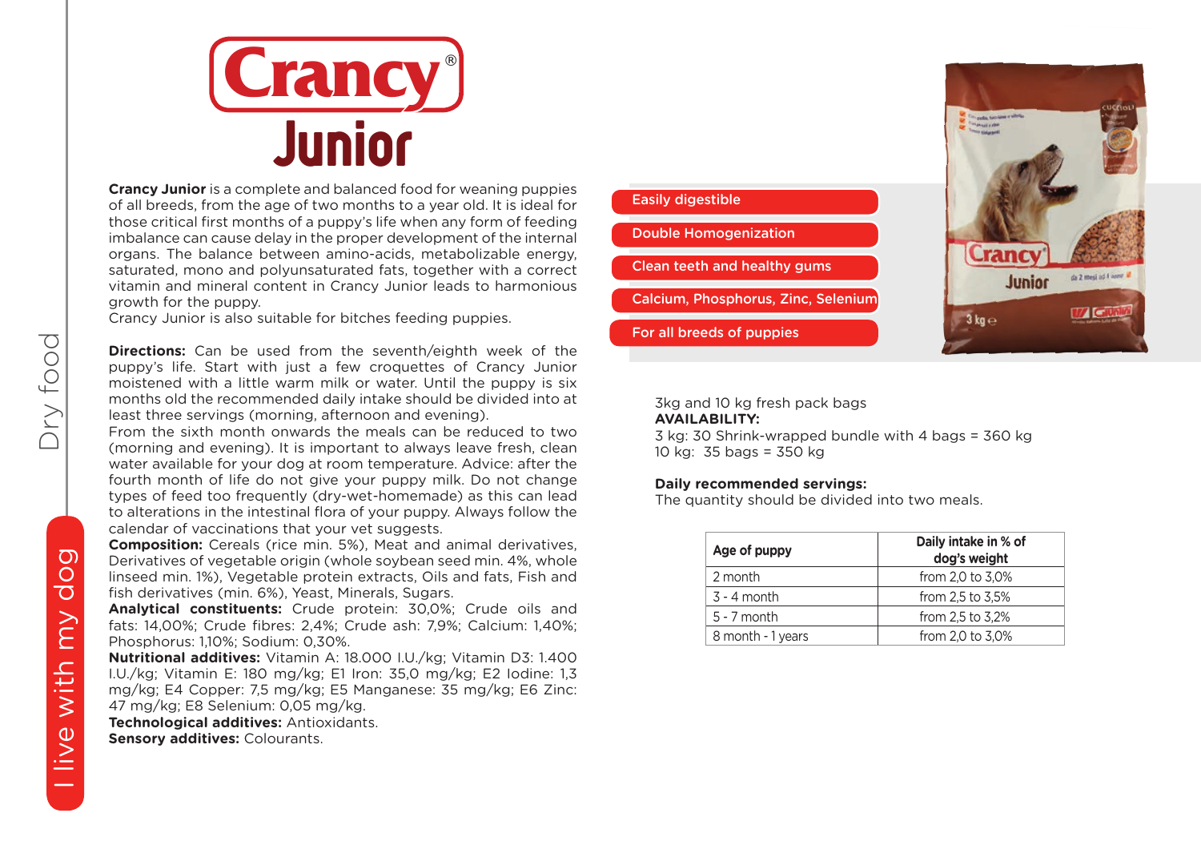# Crancy® Junior

**Crancy Junior** is a complete and balanced food for weaning puppies of all breeds, from the age of two months to a year old. It is ideal for those critical first months of a puppy's life when any form of feeding imbalance can cause delay in the proper development of the internal organs. The balance between amino-acids, metabolizable energy, saturated, mono and polyunsaturated fats, together with a correct vitamin and mineral content in Crancy Junior leads to harmonious growth for the puppy.
Crancy Junior is also suitable for bitches feeding puppies.

**Directions:** Can be used from the seventh/eighth week of the puppy's life. Start with just a few croquettes of Crancy Junior moistened with a little warm milk or water. Until the puppy is six months old the recommended daily intake should be divided into at least three servings (morning, afternoon and evening).
From the sixth month onwards the meals can be reduced to two (morning and evening). It is important to always leave fresh, clean water available for your dog at room temperature. Advice: after the fourth month of life do not give your puppy milk. Do not change types of feed too frequently (dry-wet-homemade) as this can lead to alterations in the intestinal flora of your puppy. Always follow the calendar of vaccinations that your vet suggests.
**Composition:** Cereals (rice min. 5%), Meat and animal derivatives, Derivatives of vegetable origin (whole soybean seed min. 4%, whole linseed min. 1%), Vegetable protein extracts, Oils and fats, Fish and fish derivatives (min. 6%), Yeast, Minerals, Sugars.
**Analytical constituents:** Crude protein: 30,0%; Crude oils and fats: 14,00%; Crude fibres: 2,4%; Crude ash: 7,9%; Calcium: 1,40%; Phosphorus: 1,10%; Sodium: 0,30%.
**Nutritional additives:** Vitamin A: 18.000 I.U./kg; Vitamin D3: 1.400 I.U./kg; Vitamin E: 180 mg/kg; E1 Iron: 35,0 mg/kg; E2 Iodine: 1,3 mg/kg; E4 Copper: 7,5 mg/kg; E5 Manganese: 35 mg/kg; E6 Zinc: 47 mg/kg; E8 Selenium: 0,05 mg/kg.
**Technological additives:** Antioxidants.
**Sensory additives:** Colourants.

- Easily digestible
- Double Homogenization
- Clean teeth and healthy gums
- Calcium, Phosphorus, Zinc, Selenium
- For all breeds of puppies

3kg and 10 kg fresh pack bags
**AVAILABILITY:**
3 kg: 30 Shrink-wrapped bundle with 4 bags = 360 kg
10 kg: 35 bags = 350 kg

**Daily recommended servings:**
The quantity should be divided into two meals.

| Age of puppy | Daily intake in % of dog's weight |
|---|---|
| 2 month | from 2,0 to 3,0% |
| 3 - 4 month | from 2,5 to 3,5% |
| 5 - 7 month | from 2,5 to 3,2% |
| 8 month - 1 years | from 2,0 to 3,0% |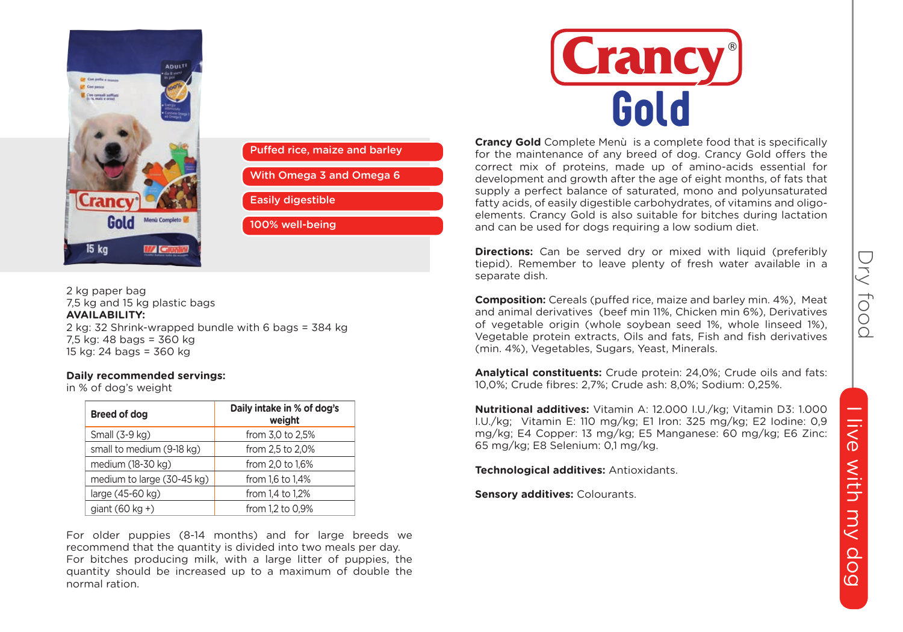# Crancy® Gold

- Puffed rice, maize and barley
- With Omega 3 and Omega 6
- Easily digestible
- 100% well-being

2 kg paper bag
7,5 kg and 15 kg plastic bags
**AVAILABILITY:**
2 kg: 32 Shrink-wrapped bundle with 6 bags = 384 kg
7,5 kg: 48 bags = 360 kg
15 kg: 24 bags = 360 kg

**Daily recommended servings:**
in % of dog's weight

| Breed of dog | Daily intake in % of dog's weight |
|---|---|
| Small (3-9 kg) | from 3,0 to 2,5% |
| small to medium (9-18 kg) | from 2,5 to 2,0% |
| medium (18-30 kg) | from 2,0 to 1,6% |
| medium to large (30-45 kg) | from 1,6 to 1,4% |
| large (45-60 kg) | from 1,4 to 1,2% |
| giant (60 kg +) | from 1,2 to 0,9% |

For older puppies (8-14 months) and for large breeds we recommend that the quantity is divided into two meals per day. For bitches producing milk, with a large litter of puppies, the quantity should be increased up to a maximum of double the normal ration.

**Crancy Gold** Complete Menù is a complete food that is specifically for the maintenance of any breed of dog. Crancy Gold offers the correct mix of proteins, made up of amino-acids essential for development and growth after the age of eight months, of fats that supply a perfect balance of saturated, mono and polyunsaturated fatty acids, of easily digestible carbohydrates, of vitamins and oligo-elements. Crancy Gold is also suitable for bitches during lactation and can be used for dogs requiring a low sodium diet.

**Directions:** Can be served dry or mixed with liquid (preferibly tiepid). Remember to leave plenty of fresh water available in a separate dish.

**Composition:** Cereals (puffed rice, maize and barley min. 4%), Meat and animal derivatives (beef min 11%, Chicken min 6%), Derivatives of vegetable origin (whole soybean seed 1%, whole linseed 1%), Vegetable protein extracts, Oils and fats, Fish and fish derivatives (min. 4%), Vegetables, Sugars, Yeast, Minerals.

**Analytical constituents:** Crude protein: 24,0%; Crude oils and fats: 10,0%; Crude fibres: 2,7%; Crude ash: 8,0%; Sodium: 0,25%.

**Nutritional additives:** Vitamin A: 12.000 I.U./kg; Vitamin D3: 1.000 I.U./kg; Vitamin E: 110 mg/kg; E1 Iron: 325 mg/kg; E2 Iodine: 0,9 mg/kg; E4 Copper: 13 mg/kg; E5 Manganese: 60 mg/kg; E6 Zinc: 65 mg/kg; E8 Selenium: 0,1 mg/kg.

**Technological additives:** Antioxidants.

**Sensory additives:** Colourants.

Dry food

I live with my dog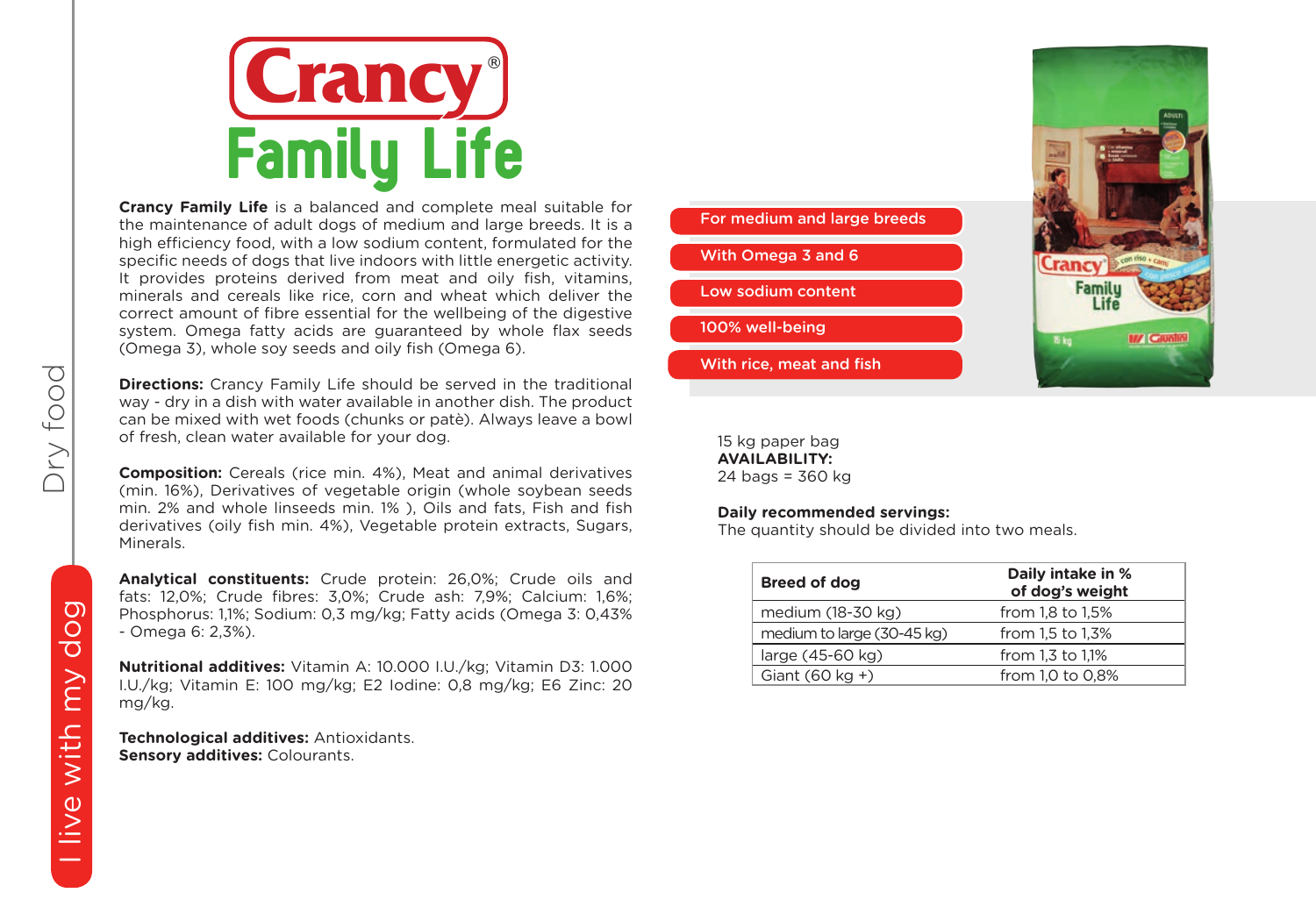# Crancy® Family Life

**Crancy Family Life** is a balanced and complete meal suitable for the maintenance of adult dogs of medium and large breeds. It is a high efficiency food, with a low sodium content, formulated for the specific needs of dogs that live indoors with little energetic activity. It provides proteins derived from meat and oily fish, vitamins, minerals and cereals like rice, corn and wheat which deliver the correct amount of fibre essential for the wellbeing of the digestive system. Omega fatty acids are guaranteed by whole flax seeds (Omega 3), whole soy seeds and oily fish (Omega 6).

**Directions:** Crancy Family Life should be served in the traditional way - dry in a dish with water available in another dish. The product can be mixed with wet foods (chunks or patè). Always leave a bowl of fresh, clean water available for your dog.

**Composition:** Cereals (rice min. 4%), Meat and animal derivatives (min. 16%), Derivatives of vegetable origin (whole soybean seeds min. 2% and whole linseeds min. 1% ), Oils and fats, Fish and fish derivatives (oily fish min. 4%), Vegetable protein extracts, Sugars, Minerals.

**Analytical constituents:** Crude protein: 26,0%; Crude oils and fats: 12,0%; Crude fibres: 3,0%; Crude ash: 7,9%; Calcium: 1,6%; Phosphorus: 1,1%; Sodium: 0,3 mg/kg; Fatty acids (Omega 3: 0,43% - Omega 6: 2,3%).

**Nutritional additives:** Vitamin A: 10.000 I.U./kg; Vitamin D3: 1.000 I.U./kg; Vitamin E: 100 mg/kg; E2 Iodine: 0,8 mg/kg; E6 Zinc: 20 mg/kg.

**Technological additives:** Antioxidants.
**Sensory additives:** Colourants.

- For medium and large breeds
- With Omega 3 and 6
- Low sodium content
- 100% well-being
- With rice, meat and fish

15 kg paper bag
**AVAILABILITY:**
24 bags = 360 kg

**Daily recommended servings:**
The quantity should be divided into two meals.

| Breed of dog | Daily intake in % of dog's weight |
|---|---|
| medium (18-30 kg) | from 1,8 to 1,5% |
| medium to large (30-45 kg) | from 1,5 to 1,3% |
| large (45-60 kg) | from 1,3 to 1,1% |
| Giant (60 kg +) | from 1,0 to 0,8% |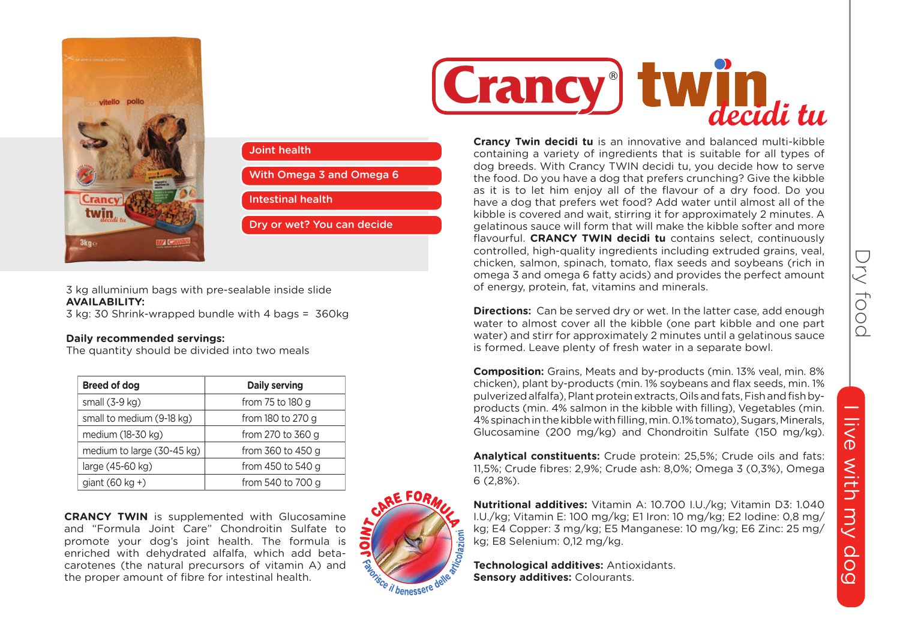# Crancy® twin *decidi tu*

- Joint health
- With Omega 3 and Omega 6
- Intestinal health
- Dry or wet? You can decide

3 kg alluminium bags with pre-sealable inside slide
**AVAILABILITY:**
3 kg: 30 Shrink-wrapped bundle with 4 bags = 360kg

**Daily recommended servings:**
The quantity should be divided into two meals

| Breed of dog | Daily serving |
|---|---|
| small (3-9 kg) | from 75 to 180 g |
| small to medium (9-18 kg) | from 180 to 270 g |
| medium (18-30 kg) | from 270 to 360 g |
| medium to large (30-45 kg) | from 360 to 450 g |
| large (45-60 kg) | from 450 to 540 g |
| giant (60 kg +) | from 540 to 700 g |

**CRANCY TWIN** is supplemented with Glucosamine and "Formula Joint Care" Chondroitin Sulfate to promote your dog's joint health. The formula is enriched with dehydrated alfalfa, which add beta-carotenes (the natural precursors of vitamin A) and the proper amount of fibre for intestinal health.

JOINT CARE FORMULA – Favorisce il benessere delle articolazioni

**Crancy Twin decidi tu** is an innovative and balanced multi-kibble containing a variety of ingredients that is suitable for all types of dog breeds. With Crancy TWIN decidi tu, you decide how to serve the food. Do you have a dog that prefers crunching? Give the kibble as it is to let him enjoy all of the flavour of a dry food. Do you have a dog that prefers wet food? Add water until almost all of the kibble is covered and wait, stirring it for approximately 2 minutes. A gelatinous sauce will form that will make the kibble softer and more flavourful. **CRANCY TWIN decidi tu** contains select, continuously controlled, high-quality ingredients including extruded grains, veal, chicken, salmon, spinach, tomato, flax seeds and soybeans (rich in omega 3 and omega 6 fatty acids) and provides the perfect amount of energy, protein, fat, vitamins and minerals.

**Directions:** Can be served dry or wet. In the latter case, add enough water to almost cover all the kibble (one part kibble and one part water) and stirr for approximately 2 minutes until a gelatinous sauce is formed. Leave plenty of fresh water in a separate bowl.

**Composition:** Grains, Meats and by-products (min. 13% veal, min. 8% chicken), plant by-products (min. 1% soybeans and flax seeds, min. 1% pulverized alfalfa), Plant protein extracts, Oils and fats, Fish and fish by-products (min. 4% salmon in the kibble with filling), Vegetables (min. 4% spinach in the kibble with filling, min. 0.1% tomato), Sugars, Minerals, Glucosamine (200 mg/kg) and Chondroitin Sulfate (150 mg/kg).

**Analytical constituents:** Crude protein: 25,5%; Crude oils and fats: 11,5%; Crude fibres: 2,9%; Crude ash: 8,0%; Omega 3 (0,3%), Omega 6 (2,8%).

**Nutritional additives:** Vitamin A: 10.700 I.U./kg; Vitamin D3: 1.040 I.U./kg; Vitamin E: 100 mg/kg; E1 Iron: 10 mg/kg; E2 Iodine: 0,8 mg/kg; E4 Copper: 3 mg/kg; E5 Manganese: 10 mg/kg; E6 Zinc: 25 mg/kg; E8 Selenium: 0,12 mg/kg.

**Technological additives:** Antioxidants.
**Sensory additives:** Colourants.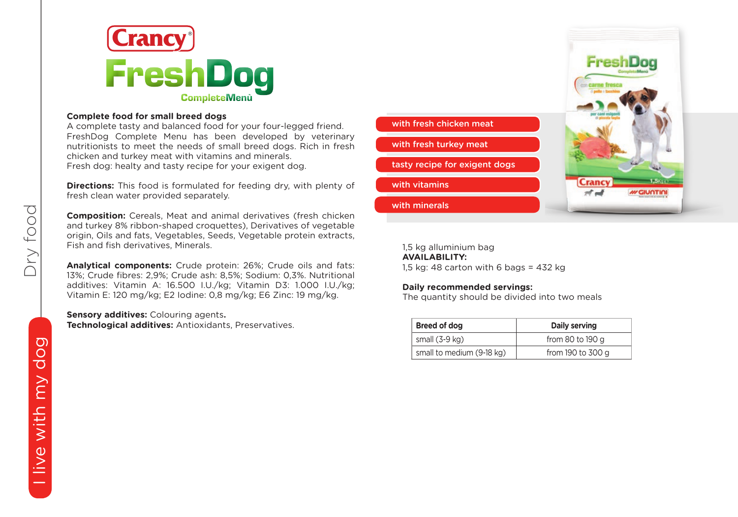# Crancy® FreshDog CompleteMenù

**Complete food for small breed dogs**
A complete tasty and balanced food for your four-legged friend. FreshDog Complete Menu has been developed by veterinary nutritionists to meet the needs of small breed dogs. Rich in fresh chicken and turkey meat with vitamins and minerals.
Fresh dog: healty and tasty recipe for your exigent dog.

**Directions:** This food is formulated for feeding dry, with plenty of fresh clean water provided separately.

**Composition:** Cereals, Meat and animal derivatives (fresh chicken and turkey 8% ribbon-shaped croquettes), Derivatives of vegetable origin, Oils and fats, Vegetables, Seeds, Vegetable protein extracts, Fish and fish derivatives, Minerals.

**Analytical components:** Crude protein: 26%; Crude oils and fats: 13%; Crude fibres: 2,9%; Crude ash: 8,5%; Sodium: 0,3%. Nutritional additives: Vitamin A: 16.500 I.U./kg; Vitamin D3: 1.000 I.U./kg; Vitamin E: 120 mg/kg; E2 Iodine: 0,8 mg/kg; E6 Zinc: 19 mg/kg.

**Sensory additives:** Colouring agents**.**
**Technological additives:** Antioxidants, Preservatives.

- with fresh chicken meat
- with fresh turkey meat
- tasty recipe for exigent dogs
- with vitamins
- with minerals

1,5 kg alluminium bag
**AVAILABILITY:**
1,5 kg: 48 carton with 6 bags = 432 kg

**Daily recommended servings:**
The quantity should be divided into two meals

| Breed of dog | Daily serving |
|---|---|
| small (3-9 kg) | from 80 to 190 g |
| small to medium (9-18 kg) | from 190 to 300 g |

Dry food

I live with my dog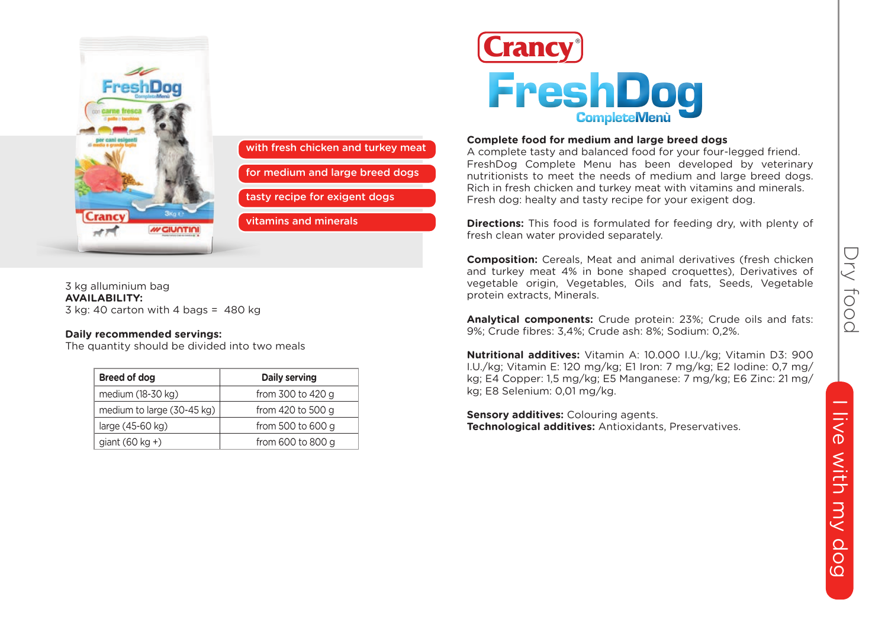# Crancy FreshDog CompleteMenù

- with fresh chicken and turkey meat
- for medium and large breed dogs
- tasty recipe for exigent dogs
- vitamins and minerals

3 kg alluminium bag
**AVAILABILITY:**
3 kg: 40 carton with 4 bags = 480 kg

**Daily recommended servings:**
The quantity should be divided into two meals

| Breed of dog | Daily serving |
|---|---|
| medium (18-30 kg) | from 300 to 420 g |
| medium to large (30-45 kg) | from 420 to 500 g |
| large (45-60 kg) | from 500 to 600 g |
| giant (60 kg +) | from 600 to 800 g |

**Complete food for medium and large breed dogs**
A complete tasty and balanced food for your four-legged friend. FreshDog Complete Menu has been developed by veterinary nutritionists to meet the needs of medium and large breed dogs. Rich in fresh chicken and turkey meat with vitamins and minerals. Fresh dog: healty and tasty recipe for your exigent dog.

**Directions:** This food is formulated for feeding dry, with plenty of fresh clean water provided separately.

**Composition:** Cereals, Meat and animal derivatives (fresh chicken and turkey meat 4% in bone shaped croquettes), Derivatives of vegetable origin, Vegetables, Oils and fats, Seeds, Vegetable protein extracts, Minerals.

**Analytical components:** Crude protein: 23%; Crude oils and fats: 9%; Crude fibres: 3,4%; Crude ash: 8%; Sodium: 0,2%.

**Nutritional additives:** Vitamin A: 10.000 I.U./kg; Vitamin D3: 900 I.U./kg; Vitamin E: 120 mg/kg; E1 Iron: 7 mg/kg; E2 Iodine: 0,7 mg/kg; E4 Copper: 1,5 mg/kg; E5 Manganese: 7 mg/kg; E6 Zinc: 21 mg/kg; E8 Selenium: 0,01 mg/kg.

**Sensory additives:** Colouring agents.
**Technological additives:** Antioxidants, Preservatives.

Dry food

I live with my dog